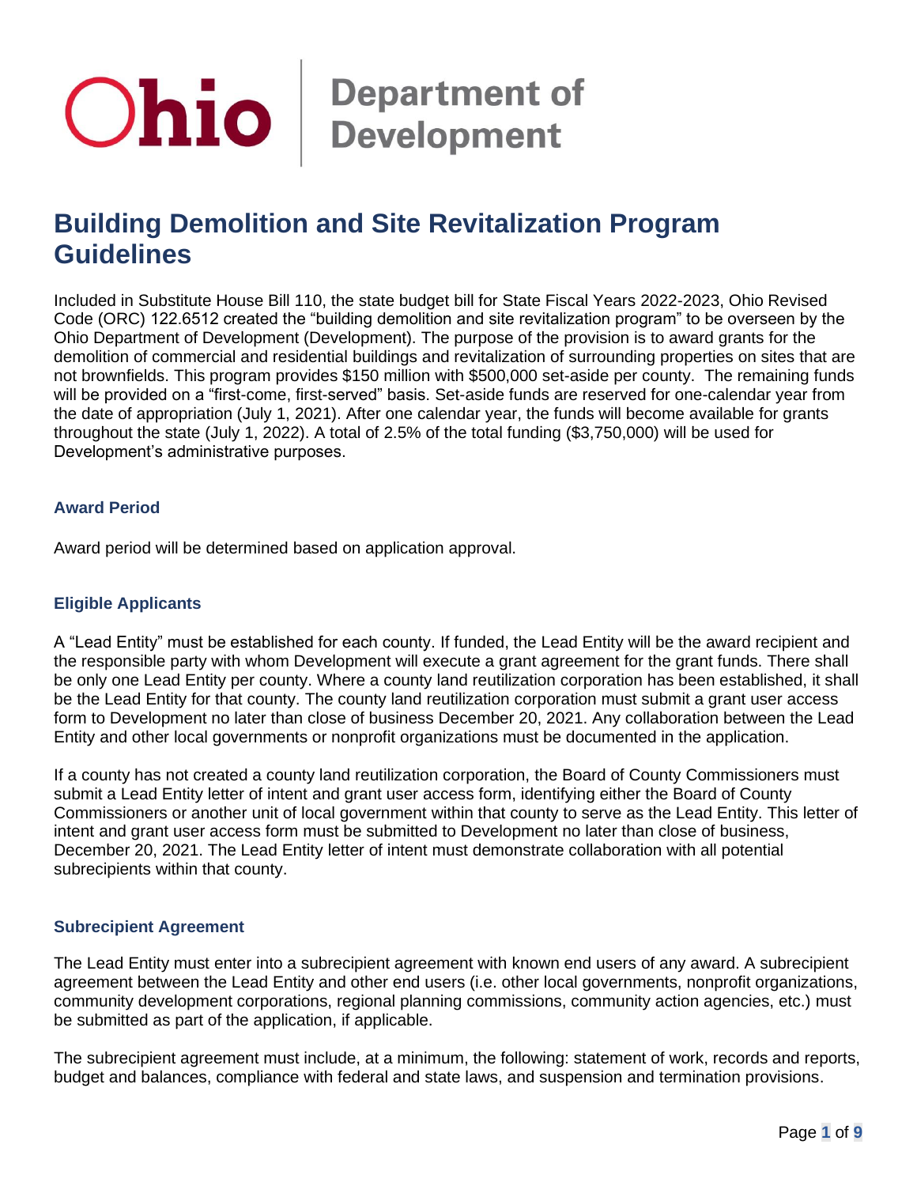Ohio | Department of Development

# Building Demolition and Site Revitalization Program Guidelines

Included in Substitute House Bill 110, the state budget bill for State Fiscal Years 2022-2023, Ohio Revised Code (ORC) 122.6512 created the "building demolition and site revitalization program" to be overseen by the Ohio Department of Development (Development). The purpose of the provision is to award grants for the demolition of commercial and residential buildings and revitalization of surrounding properties on sites that are not brownfields. This program provides $150 million with $500,000 set-aside per county. The remaining funds will be provided on a "first-come, first-served" basis. Set-aside funds are reserved for one-calendar year from the date of appropriation (July 1, 2021). After one calendar year, the funds will become available for grants throughout the state (July 1, 2022). A total of 2.5% of the total funding ($3,750,000) will be used for Development's administrative purposes.

### Award Period

Award period will be determined based on application approval.

### Eligible Applicants

A "Lead Entity" must be established for each county. If funded, the Lead Entity will be the award recipient and the responsible party with whom Development will execute a grant agreement for the grant funds. There shall be only one Lead Entity per county. Where a county land reutilization corporation has been established, it shall be the Lead Entity for that county. The county land reutilization corporation must submit a grant user access form to Development no later than close of business December 20, 2021. Any collaboration between the Lead Entity and other local governments or nonprofit organizations must be documented in the application.

If a county has not created a county land reutilization corporation, the Board of County Commissioners must submit a Lead Entity letter of intent and grant user access form, identifying either the Board of County Commissioners or another unit of local government within that county to serve as the Lead Entity. This letter of intent and grant user access form must be submitted to Development no later than close of business, December 20, 2021. The Lead Entity letter of intent must demonstrate collaboration with all potential subrecipients within that county.

### Subrecipient Agreement

The Lead Entity must enter into a subrecipient agreement with known end users of any award. A subrecipient agreement between the Lead Entity and other end users (i.e. other local governments, nonprofit organizations, community development corporations, regional planning commissions, community action agencies, etc.) must be submitted as part of the application, if applicable.

The subrecipient agreement must include, at a minimum, the following: statement of work, records and reports, budget and balances, compliance with federal and state laws, and suspension and termination provisions.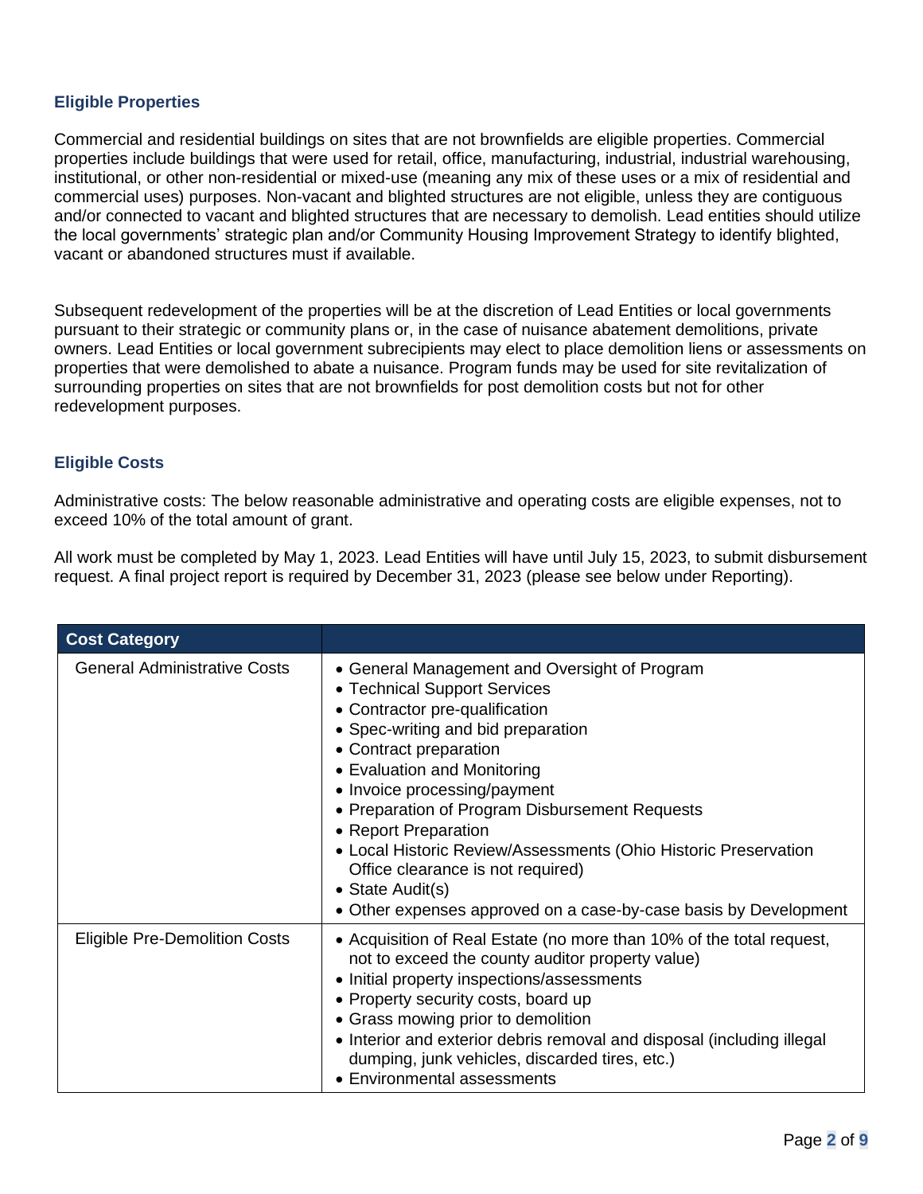### Eligible Properties

Commercial and residential buildings on sites that are not brownfields are eligible properties. Commercial properties include buildings that were used for retail, office, manufacturing, industrial, industrial warehousing, institutional, or other non-residential or mixed-use (meaning any mix of these uses or a mix of residential and commercial uses) purposes. Non-vacant and blighted structures are not eligible, unless they are contiguous and/or connected to vacant and blighted structures that are necessary to demolish. Lead entities should utilize the local governments' strategic plan and/or Community Housing Improvement Strategy to identify blighted, vacant or abandoned structures must if available.

Subsequent redevelopment of the properties will be at the discretion of Lead Entities or local governments pursuant to their strategic or community plans or, in the case of nuisance abatement demolitions, private owners. Lead Entities or local government subrecipients may elect to place demolition liens or assessments on properties that were demolished to abate a nuisance. Program funds may be used for site revitalization of surrounding properties on sites that are not brownfields for post demolition costs but not for other redevelopment purposes.

### Eligible Costs

Administrative costs: The below reasonable administrative and operating costs are eligible expenses, not to exceed 10% of the total amount of grant.

All work must be completed by May 1, 2023. Lead Entities will have until July 15, 2023, to submit disbursement request. A final project report is required by December 31, 2023 (please see below under Reporting).

| Cost Category | |
|---|---|
| General Administrative Costs | • General Management and Oversight of Program<br>• Technical Support Services<br>• Contractor pre-qualification<br>• Spec-writing and bid preparation<br>• Contract preparation<br>• Evaluation and Monitoring<br>• Invoice processing/payment<br>• Preparation of Program Disbursement Requests<br>• Report Preparation<br>• Local Historic Review/Assessments (Ohio Historic Preservation Office clearance is not required)<br>• State Audit(s)<br>• Other expenses approved on a case-by-case basis by Development |
| Eligible Pre-Demolition Costs | • Acquisition of Real Estate (no more than 10% of the total request, not to exceed the county auditor property value)<br>• Initial property inspections/assessments<br>• Property security costs, board up<br>• Grass mowing prior to demolition<br>• Interior and exterior debris removal and disposal (including illegal dumping, junk vehicles, discarded tires, etc.)<br>• Environmental assessments |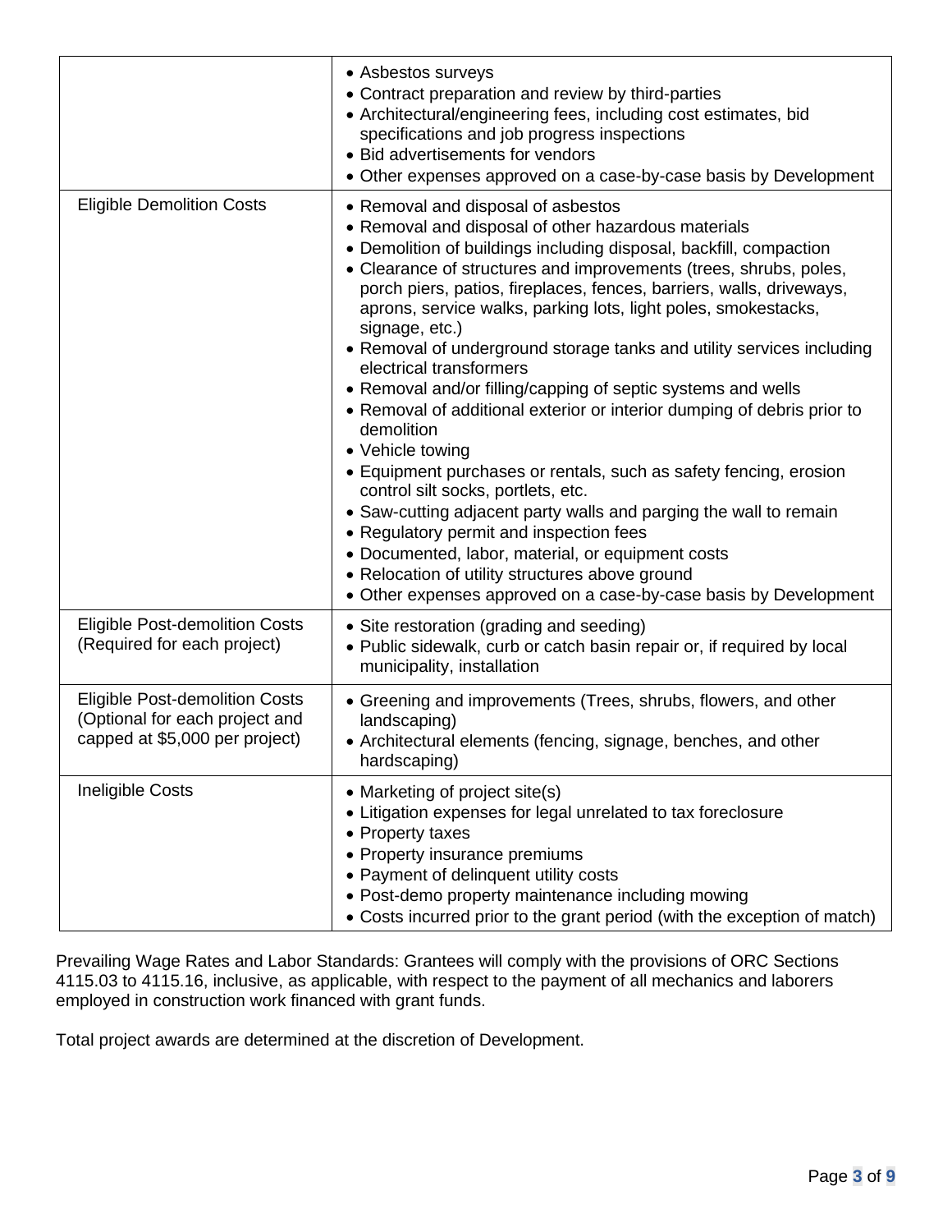| | |
|---|---|
| | • Asbestos surveys<br>• Contract preparation and review by third-parties<br>• Architectural/engineering fees, including cost estimates, bid specifications and job progress inspections<br>• Bid advertisements for vendors<br>• Other expenses approved on a case-by-case basis by Development |
| Eligible Demolition Costs | • Removal and disposal of asbestos<br>• Removal and disposal of other hazardous materials<br>• Demolition of buildings including disposal, backfill, compaction<br>• Clearance of structures and improvements (trees, shrubs, poles, porch piers, patios, fireplaces, fences, barriers, walls, driveways, aprons, service walks, parking lots, light poles, smokestacks, signage, etc.)<br>• Removal of underground storage tanks and utility services including electrical transformers<br>• Removal and/or filling/capping of septic systems and wells<br>• Removal of additional exterior or interior dumping of debris prior to demolition<br>• Vehicle towing<br>• Equipment purchases or rentals, such as safety fencing, erosion control silt socks, portlets, etc.<br>• Saw-cutting adjacent party walls and parging the wall to remain<br>• Regulatory permit and inspection fees<br>• Documented, labor, material, or equipment costs<br>• Relocation of utility structures above ground<br>• Other expenses approved on a case-by-case basis by Development |
| Eligible Post-demolition Costs (Required for each project) | • Site restoration (grading and seeding)<br>• Public sidewalk, curb or catch basin repair or, if required by local municipality, installation |
| Eligible Post-demolition Costs (Optional for each project and capped at $5,000 per project) | • Greening and improvements (Trees, shrubs, flowers, and other landscaping)<br>• Architectural elements (fencing, signage, benches, and other hardscaping) |
| Ineligible Costs | • Marketing of project site(s)<br>• Litigation expenses for legal unrelated to tax foreclosure<br>• Property taxes<br>• Property insurance premiums<br>• Payment of delinquent utility costs<br>• Post-demo property maintenance including mowing<br>• Costs incurred prior to the grant period (with the exception of match) |

Prevailing Wage Rates and Labor Standards: Grantees will comply with the provisions of ORC Sections 4115.03 to 4115.16, inclusive, as applicable, with respect to the payment of all mechanics and laborers employed in construction work financed with grant funds.

Total project awards are determined at the discretion of Development.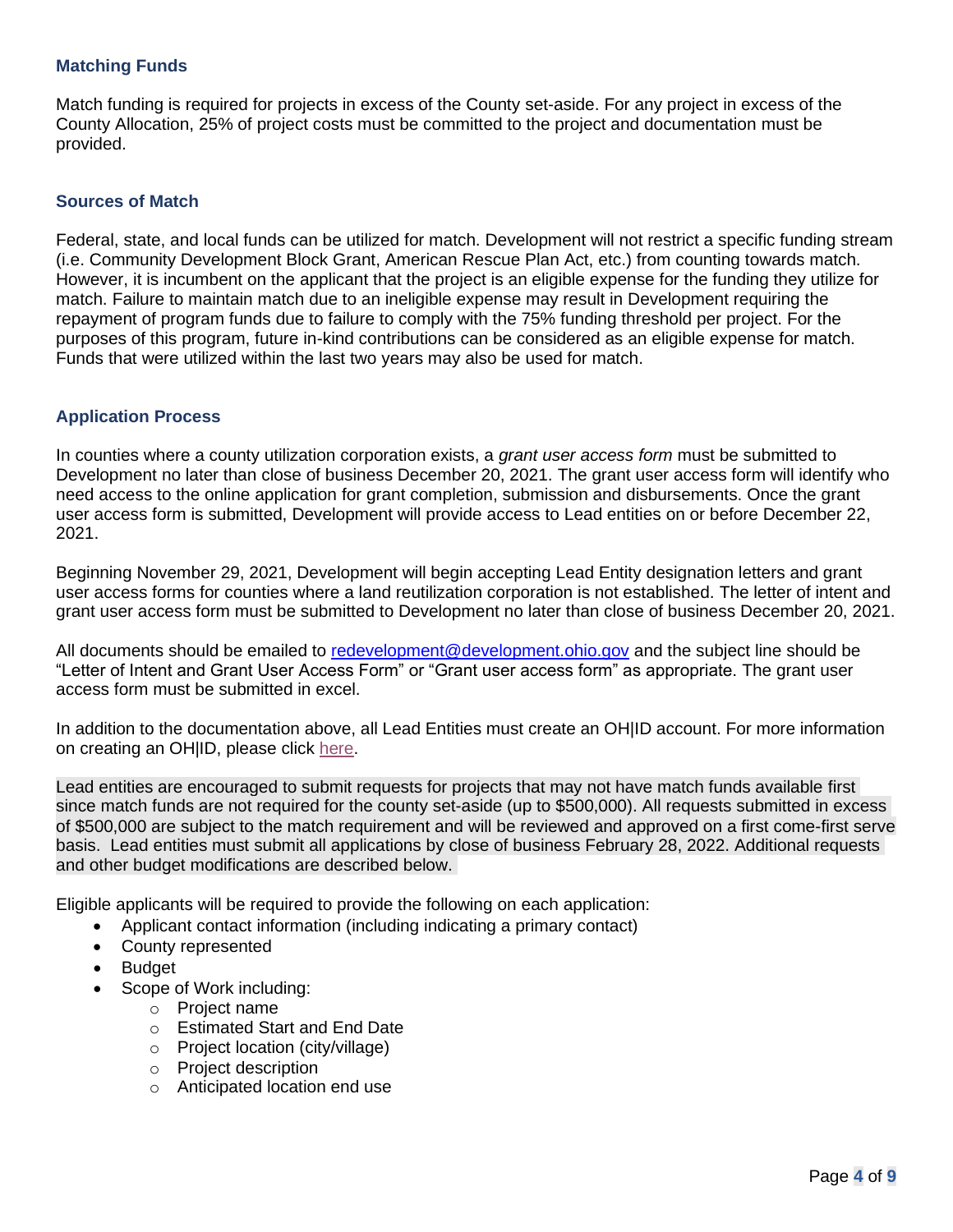### Matching Funds

Match funding is required for projects in excess of the County set-aside. For any project in excess of the County Allocation, 25% of project costs must be committed to the project and documentation must be provided.

### Sources of Match

Federal, state, and local funds can be utilized for match. Development will not restrict a specific funding stream (i.e. Community Development Block Grant, American Rescue Plan Act, etc.) from counting towards match. However, it is incumbent on the applicant that the project is an eligible expense for the funding they utilize for match. Failure to maintain match due to an ineligible expense may result in Development requiring the repayment of program funds due to failure to comply with the 75% funding threshold per project. For the purposes of this program, future in-kind contributions can be considered as an eligible expense for match. Funds that were utilized within the last two years may also be used for match.

### Application Process

In counties where a county utilization corporation exists, a *grant user access form* must be submitted to Development no later than close of business December 20, 2021. The grant user access form will identify who need access to the online application for grant completion, submission and disbursements. Once the grant user access form is submitted, Development will provide access to Lead entities on or before December 22, 2021.

Beginning November 29, 2021, Development will begin accepting Lead Entity designation letters and grant user access forms for counties where a land reutilization corporation is not established. The letter of intent and grant user access form must be submitted to Development no later than close of business December 20, 2021.

All documents should be emailed to [redevelopment@development.ohio.gov](mailto:redevelopment@development.ohio.gov) and the subject line should be "Letter of Intent and Grant User Access Form" or "Grant user access form" as appropriate. The grant user access form must be submitted in excel.

In addition to the documentation above, all Lead Entities must create an OH|ID account. For more information on creating an OH|ID, please click here.

Lead entities are encouraged to submit requests for projects that may not have match funds available first since match funds are not required for the county set-aside (up to $500,000). All requests submitted in excess of $500,000 are subject to the match requirement and will be reviewed and approved on a first come-first serve basis. Lead entities must submit all applications by close of business February 28, 2022. Additional requests and other budget modifications are described below.

Eligible applicants will be required to provide the following on each application:

- Applicant contact information (including indicating a primary contact)
- County represented
- Budget
- Scope of Work including:
    - Project name
    - Estimated Start and End Date
    - Project location (city/village)
    - Project description
    - Anticipated location end use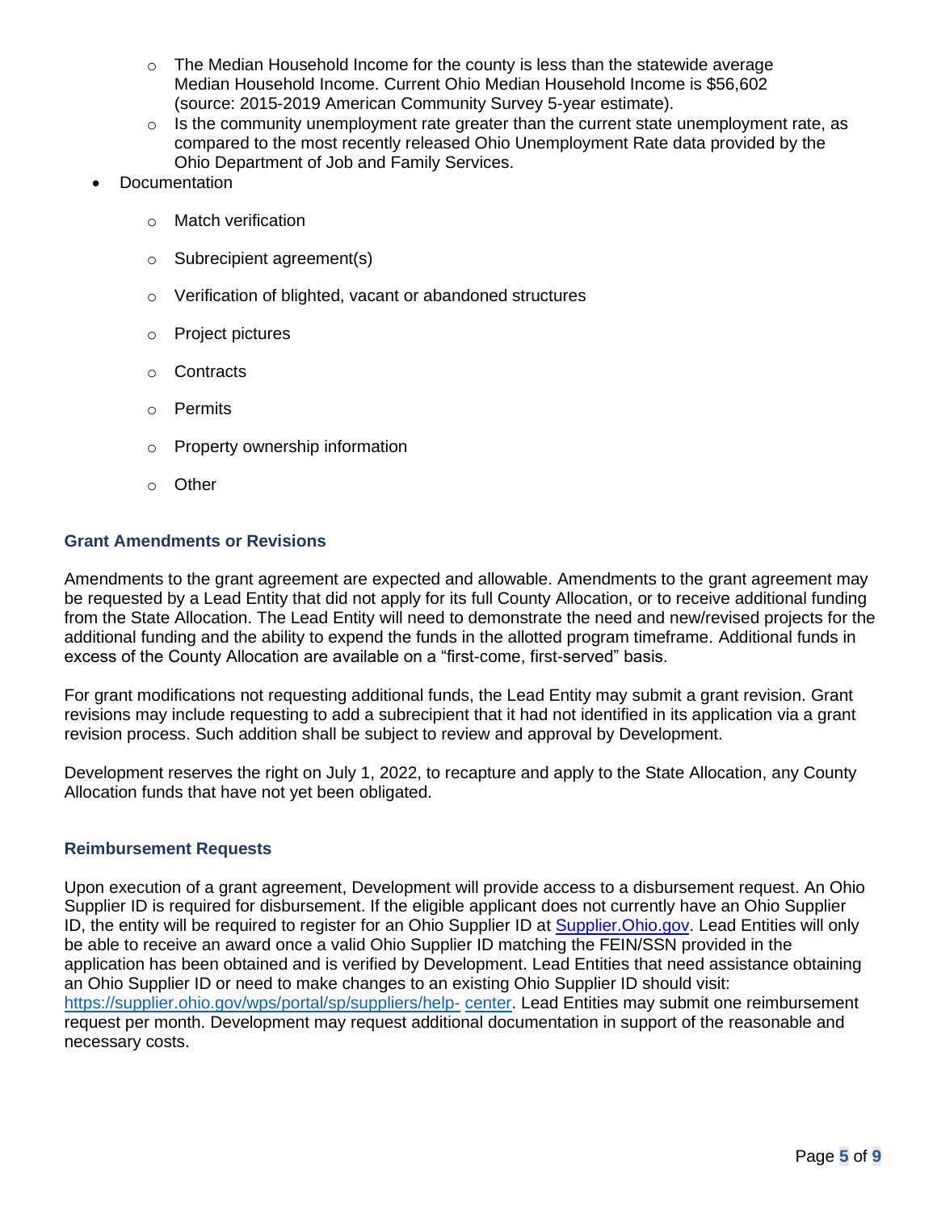- The Median Household Income for the county is less than the statewide average Median Household Income. Current Ohio Median Household Income is $56,602 (source: 2015-2019 American Community Survey 5-year estimate).
  - Is the community unemployment rate greater than the current state unemployment rate, as compared to the most recently released Ohio Unemployment Rate data provided by the Ohio Department of Job and Family Services.
- Documentation
  - Match verification
  - Subrecipient agreement(s)
  - Verification of blighted, vacant or abandoned structures
  - Project pictures
  - Contracts
  - Permits
  - Property ownership information
  - Other

### Grant Amendments or Revisions

Amendments to the grant agreement are expected and allowable. Amendments to the grant agreement may be requested by a Lead Entity that did not apply for its full County Allocation, or to receive additional funding from the State Allocation. The Lead Entity will need to demonstrate the need and new/revised projects for the additional funding and the ability to expend the funds in the allotted program timeframe. Additional funds in excess of the County Allocation are available on a "first-come, first-served" basis.

For grant modifications not requesting additional funds, the Lead Entity may submit a grant revision. Grant revisions may include requesting to add a subrecipient that it had not identified in its application via a grant revision process. Such addition shall be subject to review and approval by Development.

Development reserves the right on July 1, 2022, to recapture and apply to the State Allocation, any County Allocation funds that have not yet been obligated.

### Reimbursement Requests

Upon execution of a grant agreement, Development will provide access to a disbursement request. An Ohio Supplier ID is required for disbursement. If the eligible applicant does not currently have an Ohio Supplier ID, the entity will be required to register for an Ohio Supplier ID at [Supplier.Ohio.gov](https://Supplier.Ohio.gov). Lead Entities will only be able to receive an award once a valid Ohio Supplier ID matching the FEIN/SSN provided in the application has been obtained and is verified by Development. Lead Entities that need assistance obtaining an Ohio Supplier ID or need to make changes to an existing Ohio Supplier ID should visit: [https://supplier.ohio.gov/wps/portal/sp/suppliers/help-center](https://supplier.ohio.gov/wps/portal/sp/suppliers/help-center). Lead Entities may submit one reimbursement request per month. Development may request additional documentation in support of the reasonable and necessary costs.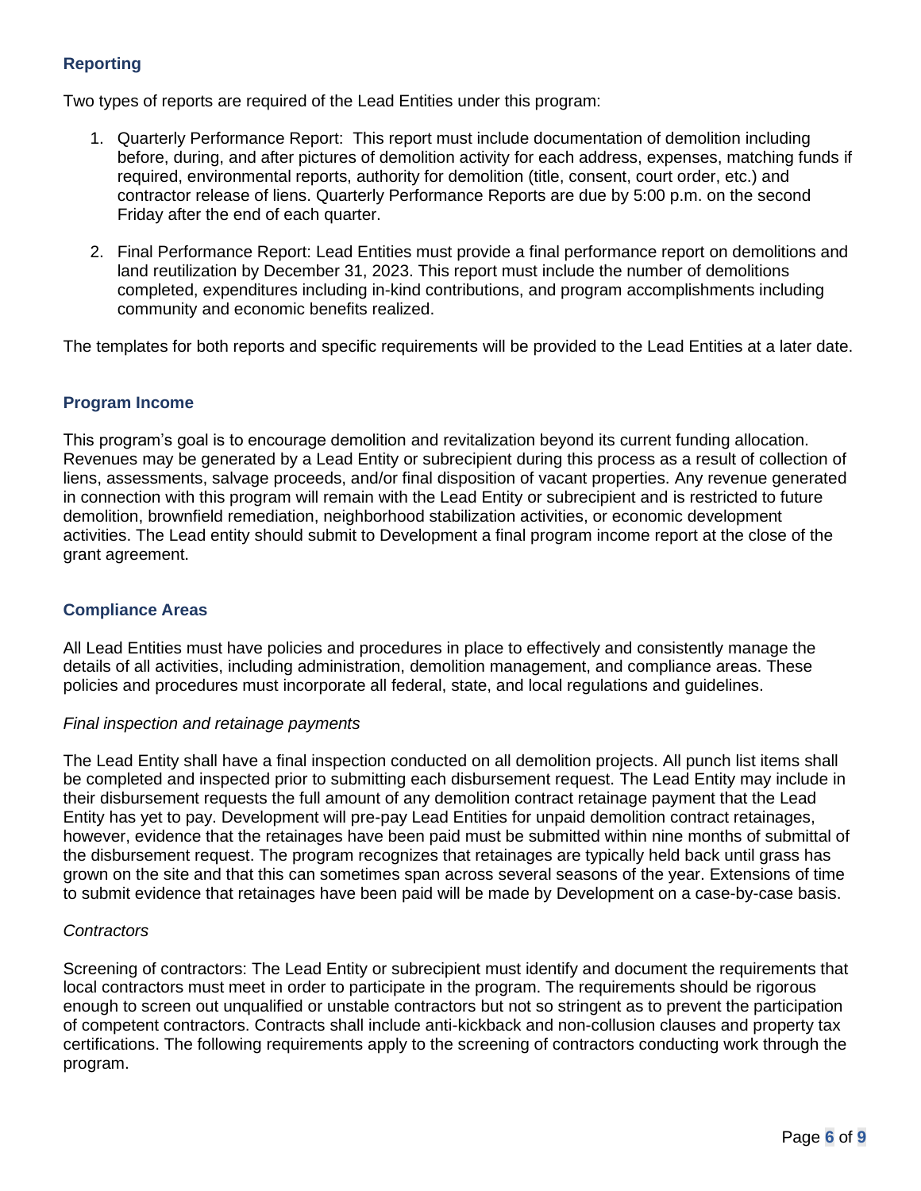## Reporting

Two types of reports are required of the Lead Entities under this program:

1. Quarterly Performance Report: This report must include documentation of demolition including before, during, and after pictures of demolition activity for each address, expenses, matching funds if required, environmental reports, authority for demolition (title, consent, court order, etc.) and contractor release of liens. Quarterly Performance Reports are due by 5:00 p.m. on the second Friday after the end of each quarter.

2. Final Performance Report: Lead Entities must provide a final performance report on demolitions and land reutilization by December 31, 2023. This report must include the number of demolitions completed, expenditures including in-kind contributions, and program accomplishments including community and economic benefits realized.

The templates for both reports and specific requirements will be provided to the Lead Entities at a later date.

## Program Income

This program's goal is to encourage demolition and revitalization beyond its current funding allocation. Revenues may be generated by a Lead Entity or subrecipient during this process as a result of collection of liens, assessments, salvage proceeds, and/or final disposition of vacant properties. Any revenue generated in connection with this program will remain with the Lead Entity or subrecipient and is restricted to future demolition, brownfield remediation, neighborhood stabilization activities, or economic development activities. The Lead entity should submit to Development a final program income report at the close of the grant agreement.

## Compliance Areas

All Lead Entities must have policies and procedures in place to effectively and consistently manage the details of all activities, including administration, demolition management, and compliance areas. These policies and procedures must incorporate all federal, state, and local regulations and guidelines.

*Final inspection and retainage payments*

The Lead Entity shall have a final inspection conducted on all demolition projects. All punch list items shall be completed and inspected prior to submitting each disbursement request. The Lead Entity may include in their disbursement requests the full amount of any demolition contract retainage payment that the Lead Entity has yet to pay. Development will pre-pay Lead Entities for unpaid demolition contract retainages, however, evidence that the retainages have been paid must be submitted within nine months of submittal of the disbursement request. The program recognizes that retainages are typically held back until grass has grown on the site and that this can sometimes span across several seasons of the year. Extensions of time to submit evidence that retainages have been paid will be made by Development on a case-by-case basis.

*Contractors*

Screening of contractors: The Lead Entity or subrecipient must identify and document the requirements that local contractors must meet in order to participate in the program. The requirements should be rigorous enough to screen out unqualified or unstable contractors but not so stringent as to prevent the participation of competent contractors. Contracts shall include anti-kickback and non-collusion clauses and property tax certifications. The following requirements apply to the screening of contractors conducting work through the program.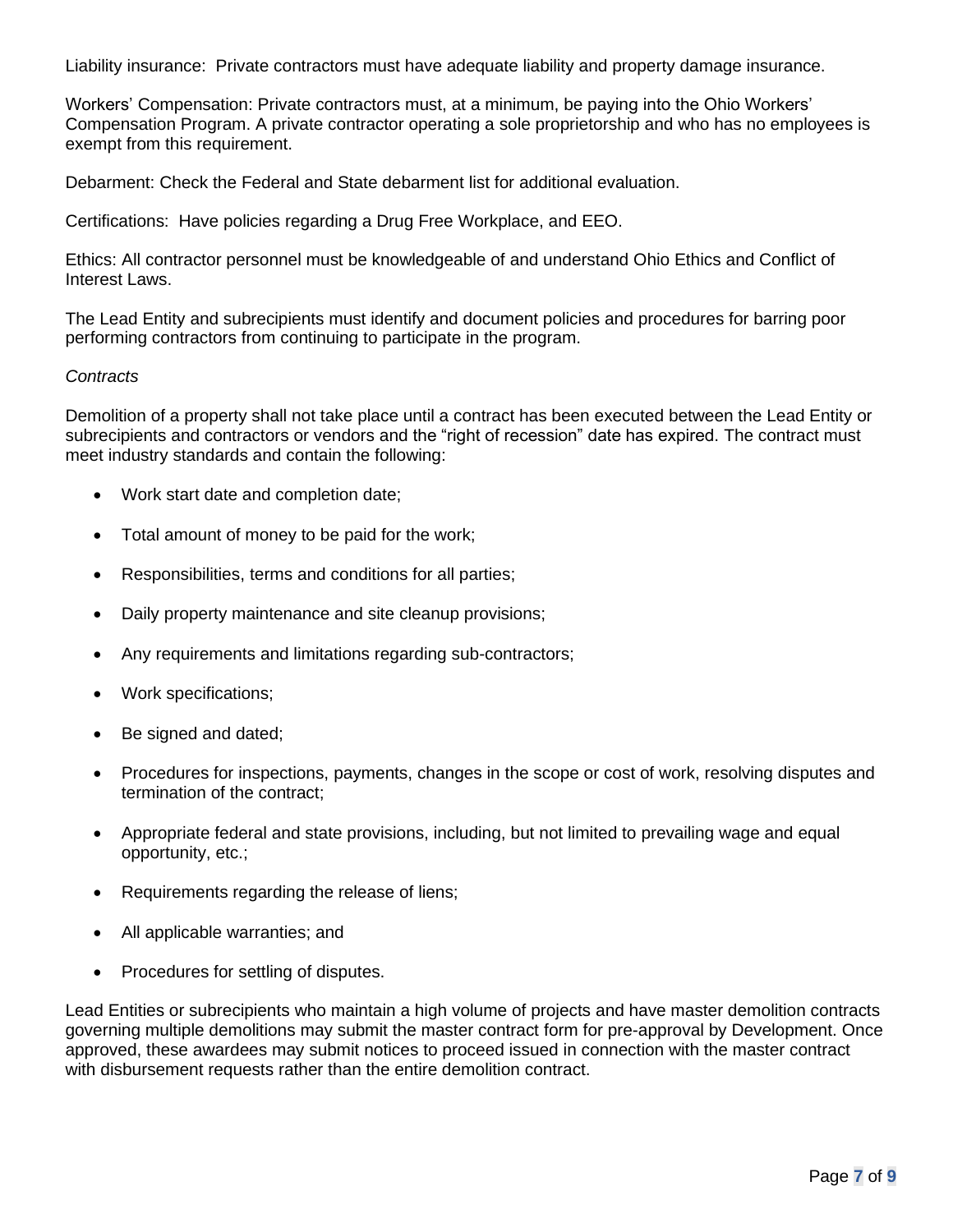Liability insurance: Private contractors must have adequate liability and property damage insurance.

Workers' Compensation: Private contractors must, at a minimum, be paying into the Ohio Workers' Compensation Program. A private contractor operating a sole proprietorship and who has no employees is exempt from this requirement.

Debarment: Check the Federal and State debarment list for additional evaluation.

Certifications: Have policies regarding a Drug Free Workplace, and EEO.

Ethics: All contractor personnel must be knowledgeable of and understand Ohio Ethics and Conflict of Interest Laws.

The Lead Entity and subrecipients must identify and document policies and procedures for barring poor performing contractors from continuing to participate in the program.

*Contracts*

Demolition of a property shall not take place until a contract has been executed between the Lead Entity or subrecipients and contractors or vendors and the "right of recession" date has expired. The contract must meet industry standards and contain the following:

- Work start date and completion date;
- Total amount of money to be paid for the work;
- Responsibilities, terms and conditions for all parties;
- Daily property maintenance and site cleanup provisions;
- Any requirements and limitations regarding sub-contractors;
- Work specifications;
- Be signed and dated;
- Procedures for inspections, payments, changes in the scope or cost of work, resolving disputes and termination of the contract;
- Appropriate federal and state provisions, including, but not limited to prevailing wage and equal opportunity, etc.;
- Requirements regarding the release of liens;
- All applicable warranties; and
- Procedures for settling of disputes.

Lead Entities or subrecipients who maintain a high volume of projects and have master demolition contracts governing multiple demolitions may submit the master contract form for pre-approval by Development. Once approved, these awardees may submit notices to proceed issued in connection with the master contract with disbursement requests rather than the entire demolition contract.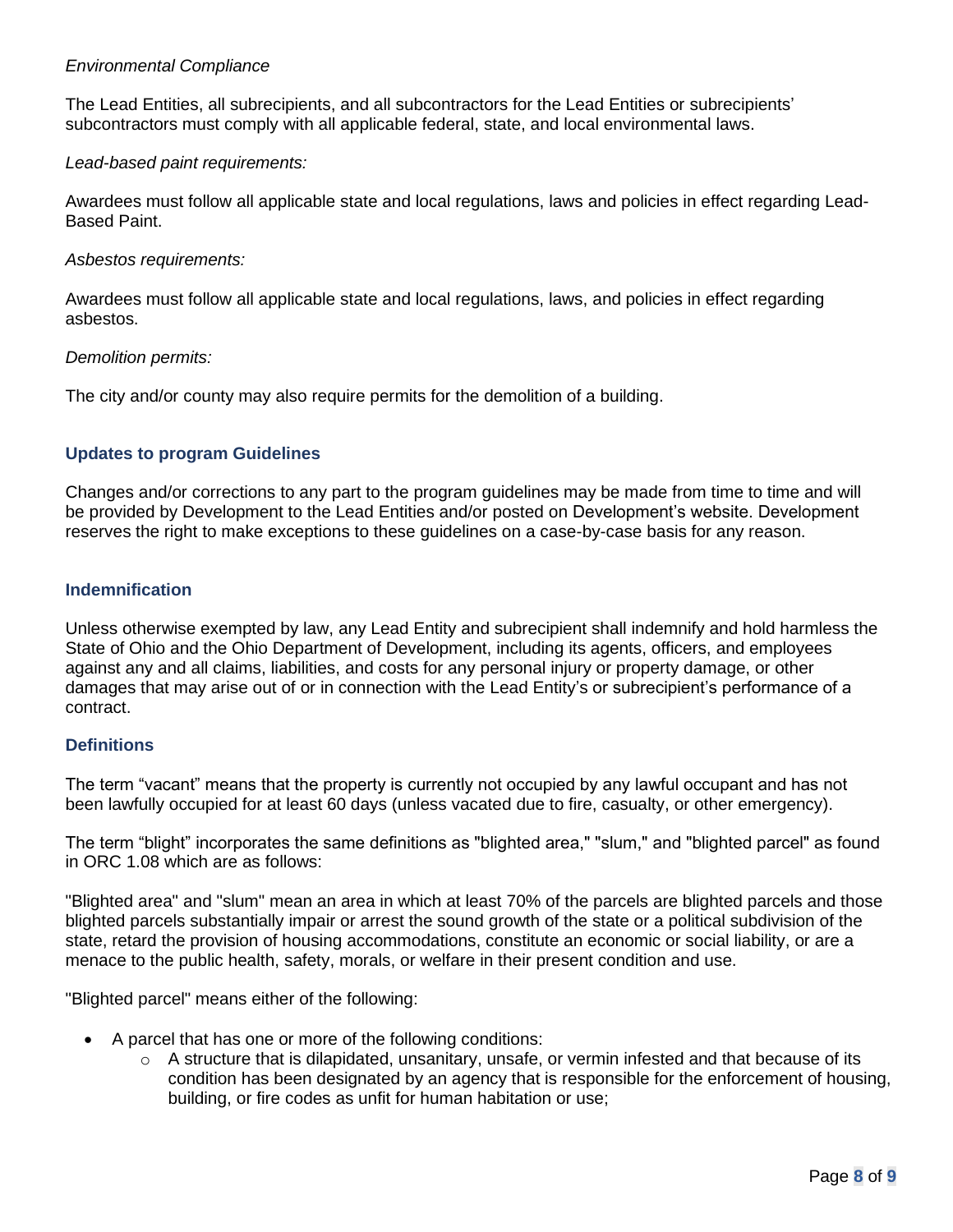*Environmental Compliance*

The Lead Entities, all subrecipients, and all subcontractors for the Lead Entities or subrecipients' subcontractors must comply with all applicable federal, state, and local environmental laws.

*Lead-based paint requirements:*

Awardees must follow all applicable state and local regulations, laws and policies in effect regarding Lead-Based Paint.

*Asbestos requirements:*

Awardees must follow all applicable state and local regulations, laws, and policies in effect regarding asbestos.

*Demolition permits:*

The city and/or county may also require permits for the demolition of a building.

### Updates to program Guidelines

Changes and/or corrections to any part to the program guidelines may be made from time to time and will be provided by Development to the Lead Entities and/or posted on Development's website. Development reserves the right to make exceptions to these guidelines on a case-by-case basis for any reason.

### Indemnification

Unless otherwise exempted by law, any Lead Entity and subrecipient shall indemnify and hold harmless the State of Ohio and the Ohio Department of Development, including its agents, officers, and employees against any and all claims, liabilities, and costs for any personal injury or property damage, or other damages that may arise out of or in connection with the Lead Entity's or subrecipient's performance of a contract.

### Definitions

The term "vacant" means that the property is currently not occupied by any lawful occupant and has not been lawfully occupied for at least 60 days (unless vacated due to fire, casualty, or other emergency).

The term "blight" incorporates the same definitions as "blighted area," "slum," and "blighted parcel" as found in ORC 1.08 which are as follows:

"Blighted area" and "slum" mean an area in which at least 70% of the parcels are blighted parcels and those blighted parcels substantially impair or arrest the sound growth of the state or a political subdivision of the state, retard the provision of housing accommodations, constitute an economic or social liability, or are a menace to the public health, safety, morals, or welfare in their present condition and use.

"Blighted parcel" means either of the following:

- A parcel that has one or more of the following conditions:
  - A structure that is dilapidated, unsanitary, unsafe, or vermin infested and that because of its condition has been designated by an agency that is responsible for the enforcement of housing, building, or fire codes as unfit for human habitation or use;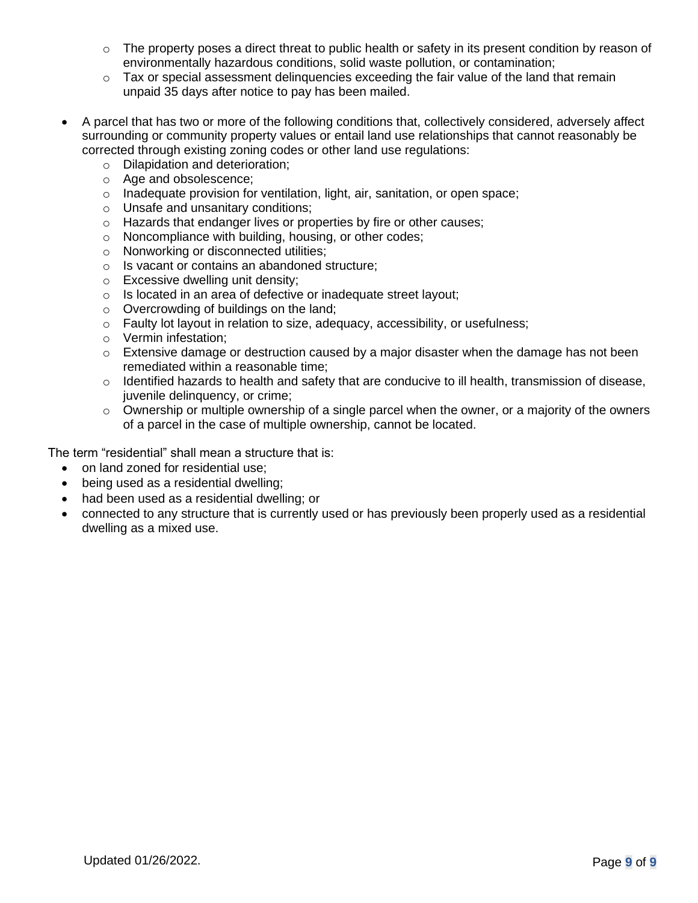- The property poses a direct threat to public health or safety in its present condition by reason of environmentally hazardous conditions, solid waste pollution, or contamination;
  - Tax or special assessment delinquencies exceeding the fair value of the land that remain unpaid 35 days after notice to pay has been mailed.

- A parcel that has two or more of the following conditions that, collectively considered, adversely affect surrounding or community property values or entail land use relationships that cannot reasonably be corrected through existing zoning codes or other land use regulations:
  - Dilapidation and deterioration;
  - Age and obsolescence;
  - Inadequate provision for ventilation, light, air, sanitation, or open space;
  - Unsafe and unsanitary conditions;
  - Hazards that endanger lives or properties by fire or other causes;
  - Noncompliance with building, housing, or other codes;
  - Nonworking or disconnected utilities;
  - Is vacant or contains an abandoned structure;
  - Excessive dwelling unit density;
  - Is located in an area of defective or inadequate street layout;
  - Overcrowding of buildings on the land;
  - Faulty lot layout in relation to size, adequacy, accessibility, or usefulness;
  - Vermin infestation;
  - Extensive damage or destruction caused by a major disaster when the damage has not been remediated within a reasonable time;
  - Identified hazards to health and safety that are conducive to ill health, transmission of disease, juvenile delinquency, or crime;
  - Ownership or multiple ownership of a single parcel when the owner, or a majority of the owners of a parcel in the case of multiple ownership, cannot be located.

The term "residential" shall mean a structure that is:

- on land zoned for residential use;
- being used as a residential dwelling;
- had been used as a residential dwelling; or
- connected to any structure that is currently used or has previously been properly used as a residential dwelling as a mixed use.

Updated 01/26/2022.